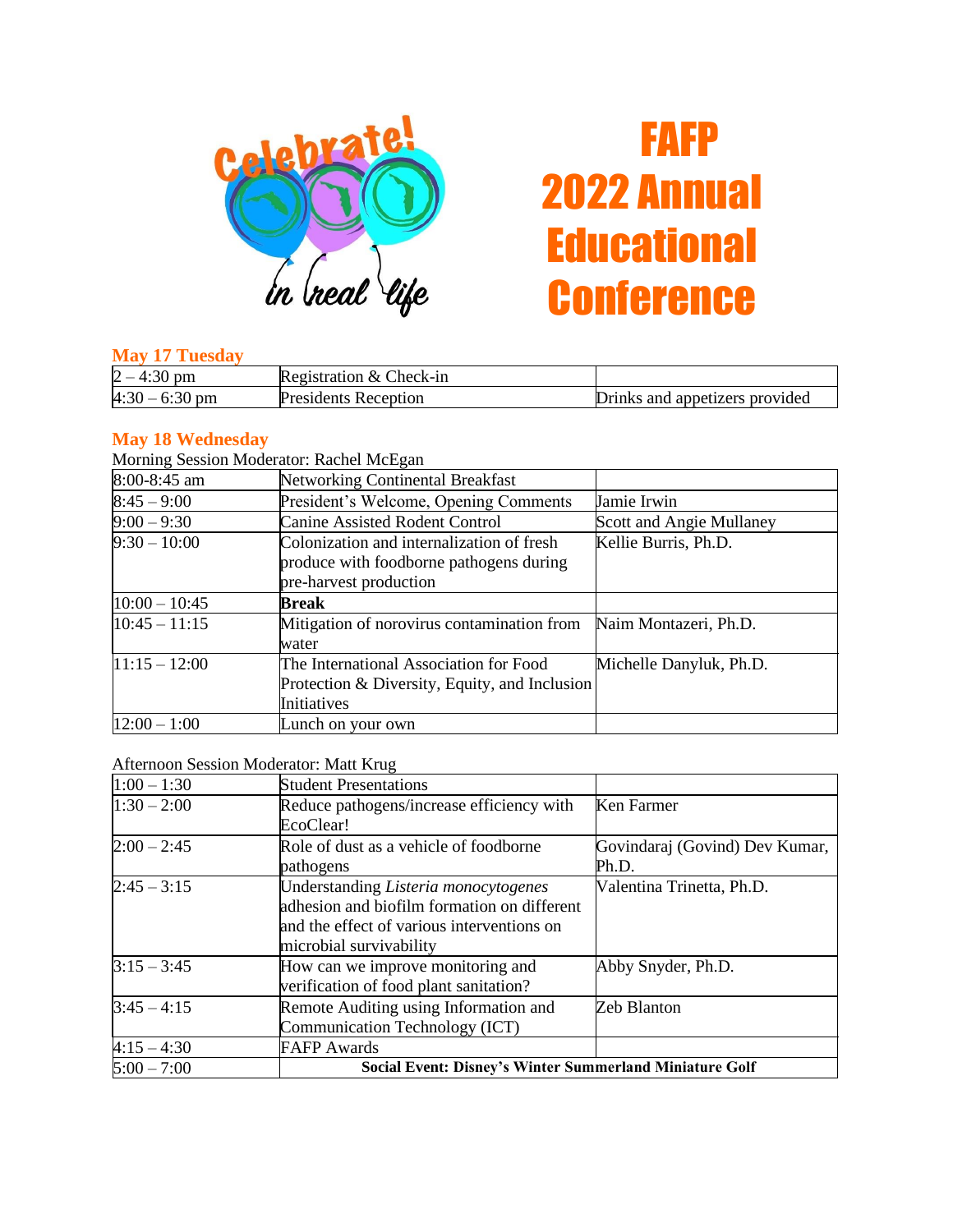Celebrate! in real life

# FAFP 2022 Annual Educational Conference

## May 17 Tuesday

| | | |
|---|---|---|
| 2 – 4:30 pm | Registration & Check-in | |
| 4:30 – 6:30 pm | Presidents Reception | Drinks and appetizers provided |

## May 18 Wednesday

Morning Session Moderator: Rachel McEgan

| | | |
|---|---|---|
| 8:00-8:45 am | Networking Continental Breakfast | |
| 8:45 – 9:00 | President's Welcome, Opening Comments | Jamie Irwin |
| 9:00 – 9:30 | Canine Assisted Rodent Control | Scott and Angie Mullaney |
| 9:30 – 10:00 | Colonization and internalization of fresh produce with foodborne pathogens during pre-harvest production | Kellie Burris, Ph.D. |
| 10:00 – 10:45 | **Break** | |
| 10:45 – 11:15 | Mitigation of norovirus contamination from water | Naim Montazeri, Ph.D. |
| 11:15 – 12:00 | The International Association for Food Protection & Diversity, Equity, and Inclusion Initiatives | Michelle Danyluk, Ph.D. |
| 12:00 – 1:00 | Lunch on your own | |

Afternoon Session Moderator: Matt Krug

| | | |
|---|---|---|
| 1:00 – 1:30 | Student Presentations | |
| 1:30 – 2:00 | Reduce pathogens/increase efficiency with EcoClear! | Ken Farmer |
| 2:00 – 2:45 | Role of dust as a vehicle of foodborne pathogens | Govindaraj (Govind) Dev Kumar, Ph.D. |
| 2:45 – 3:15 | Understanding *Listeria monocytogenes* adhesion and biofilm formation on different and the effect of various interventions on microbial survivability | Valentina Trinetta, Ph.D. |
| 3:15 – 3:45 | How can we improve monitoring and verification of food plant sanitation? | Abby Snyder, Ph.D. |
| 3:45 – 4:15 | Remote Auditing using Information and Communication Technology (ICT) | Zeb Blanton |
| 4:15 – 4:30 | FAFP Awards | |
| 5:00 – 7:00 | **Social Event: Disney's Winter Summerland Miniature Golf** | |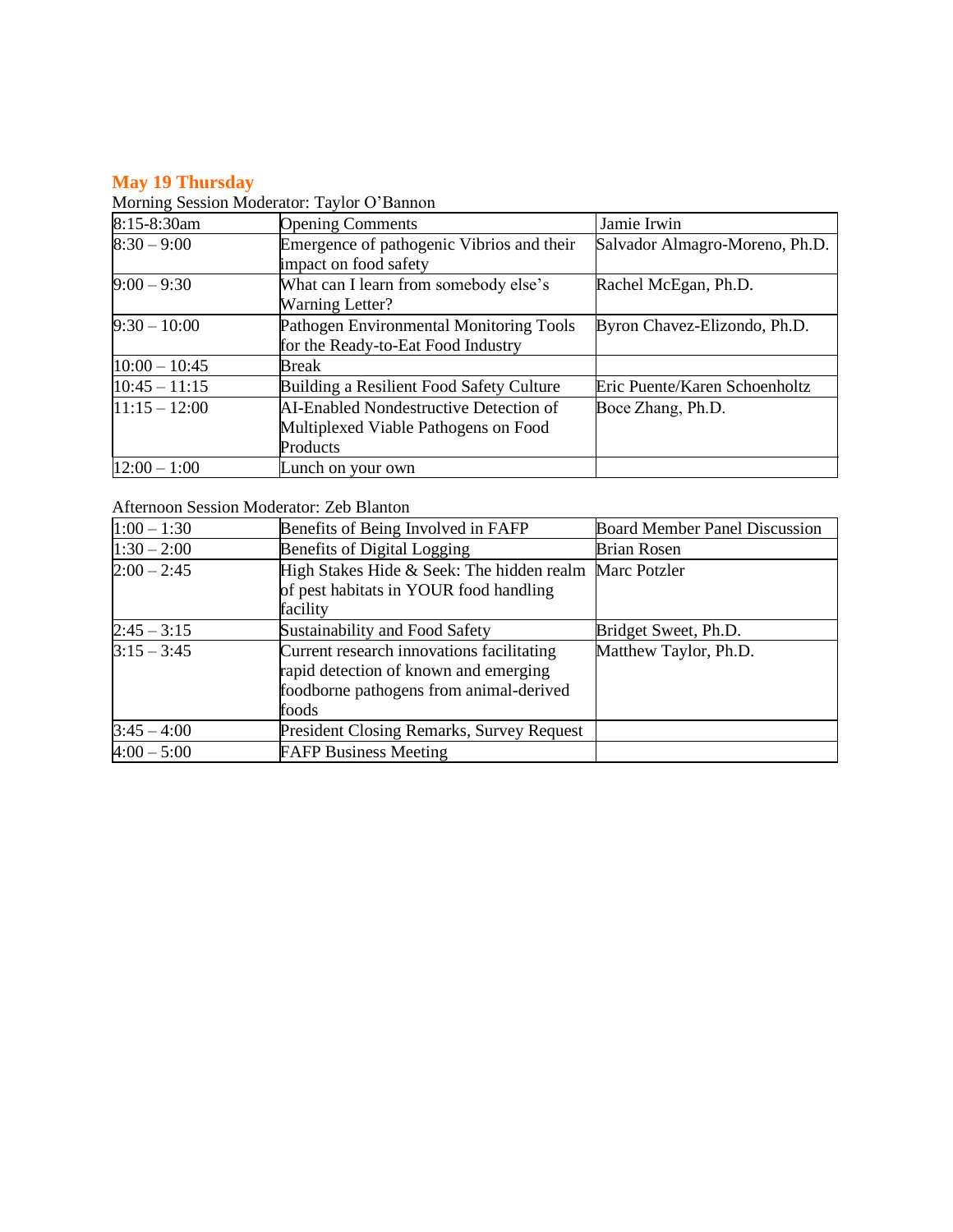## May 19 Thursday

Morning Session Moderator: Taylor O'Bannon

| | | |
|---|---|---|
| 8:15-8:30am | Opening Comments | Jamie Irwin |
| 8:30 – 9:00 | Emergence of pathogenic Vibrios and their impact on food safety | Salvador Almagro-Moreno, Ph.D. |
| 9:00 – 9:30 | What can I learn from somebody else's Warning Letter? | Rachel McEgan, Ph.D. |
| 9:30 – 10:00 | Pathogen Environmental Monitoring Tools for the Ready-to-Eat Food Industry | Byron Chavez-Elizondo, Ph.D. |
| 10:00 – 10:45 | Break | |
| 10:45 – 11:15 | Building a Resilient Food Safety Culture | Eric Puente/Karen Schoenholtz |
| 11:15 – 12:00 | AI-Enabled Nondestructive Detection of Multiplexed Viable Pathogens on Food Products | Boce Zhang, Ph.D. |
| 12:00 – 1:00 | Lunch on your own | |

Afternoon Session Moderator: Zeb Blanton

| | | |
|---|---|---|
| 1:00 – 1:30 | Benefits of Being Involved in FAFP | Board Member Panel Discussion |
| 1:30 – 2:00 | Benefits of Digital Logging | Brian Rosen |
| 2:00 – 2:45 | High Stakes Hide & Seek: The hidden realm of pest habitats in YOUR food handling facility | Marc Potzler |
| 2:45 – 3:15 | Sustainability and Food Safety | Bridget Sweet, Ph.D. |
| 3:15 – 3:45 | Current research innovations facilitating rapid detection of known and emerging foodborne pathogens from animal-derived foods | Matthew Taylor, Ph.D. |
| 3:45 – 4:00 | President Closing Remarks, Survey Request | |
| 4:00 – 5:00 | FAFP Business Meeting | |